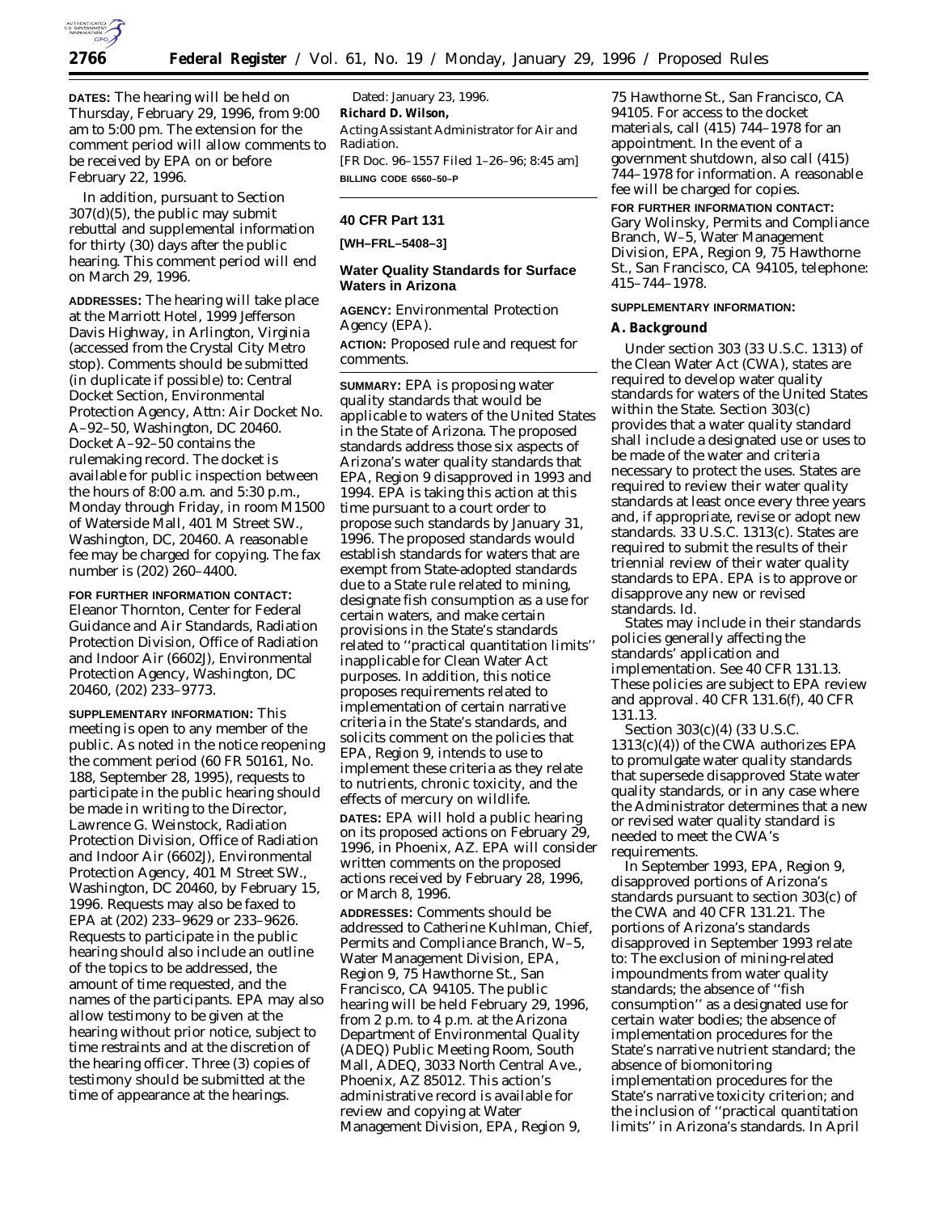**DATES:** The hearing will be held on Thursday, February 29, 1996, from 9:00 am to 5:00 pm. The extension for the comment period will allow comments to be received by EPA on or before February 22, 1996.

In addition, pursuant to Section 307(d)(5), the public may submit rebuttal and supplemental information for thirty (30) days after the public hearing. This comment period will end on March 29, 1996.

**ADDRESSES:** The hearing will take place at the Marriott Hotel, 1999 Jefferson Davis Highway, in Arlington, Virginia (accessed from the Crystal City Metro stop). Comments should be submitted (in duplicate if possible) to: Central Docket Section, Environmental Protection Agency, Attn: Air Docket No. A–92–50, Washington, DC 20460. Docket A–92–50 contains the rulemaking record. The docket is available for public inspection between the hours of 8:00 a.m. and 5:30 p.m., Monday through Friday, in room M1500 of Waterside Mall, 401 M Street SW., Washington, DC, 20460. A reasonable fee may be charged for copying. The fax number is (202) 260–4400.

**FOR FURTHER INFORMATION CONTACT:** Eleanor Thornton, Center for Federal Guidance and Air Standards, Radiation Protection Division, Office of Radiation and Indoor Air (6602J), Environmental Protection Agency, Washington, DC 20460, (202) 233–9773.

**SUPPLEMENTARY INFORMATION:** This meeting is open to any member of the public. As noted in the notice reopening the comment period (60 FR 50161, No. 188, September 28, 1995), requests to participate in the public hearing should be made in writing to the Director, Lawrence G. Weinstock, Radiation Protection Division, Office of Radiation and Indoor Air (6602J), Environmental Protection Agency, 401 M Street SW., Washington, DC 20460, by February 15, 1996. Requests may also be faxed to EPA at (202) 233–9629 or 233–9626. Requests to participate in the public hearing should also include an outline of the topics to be addressed, the amount of time requested, and the names of the participants. EPA may also allow testimony to be given at the hearing without prior notice, subject to time restraints and at the discretion of the hearing officer. Three (3) copies of testimony should be submitted at the time of appearance at the hearings.

Dated: January 23, 1996.

**Richard D. Wilson,**

*Acting Assistant Administrator for Air and Radiation.*

[FR Doc. 96–1557 Filed 1–26–96; 8:45 am]

**BILLING CODE 6560–50–P**

---

## 40 CFR Part 131

**[WH–FRL–5408–3]**

## Water Quality Standards for Surface Waters in Arizona

**AGENCY:** Environmental Protection Agency (EPA).

**ACTION:** Proposed rule and request for comments.

**SUMMARY:** EPA is proposing water quality standards that would be applicable to waters of the United States in the State of Arizona. The proposed standards address those six aspects of Arizona's water quality standards that EPA, Region 9 disapproved in 1993 and 1994. EPA is taking this action at this time pursuant to a court order to propose such standards by January 31, 1996. The proposed standards would establish standards for waters that are exempt from State-adopted standards due to a State rule related to mining, designate fish consumption as a use for certain waters, and make certain provisions in the State's standards related to ''practical quantitation limits'' inapplicable for Clean Water Act purposes. In addition, this notice proposes requirements related to implementation of certain narrative criteria in the State's standards, and solicits comment on the policies that EPA, Region 9, intends to use to implement these criteria as they relate to nutrients, chronic toxicity, and the effects of mercury on wildlife.

**DATES:** EPA will hold a public hearing on its proposed actions on February 29, 1996, in Phoenix, AZ. EPA will consider written comments on the proposed actions received by February 28, 1996, or March 8, 1996.

**ADDRESSES:** Comments should be addressed to Catherine Kuhlman, Chief, Permits and Compliance Branch, W–5, Water Management Division, EPA, Region 9, 75 Hawthorne St., San Francisco, CA 94105. The public hearing will be held February 29, 1996, from 2 p.m. to 4 p.m. at the Arizona Department of Environmental Quality (ADEQ) Public Meeting Room, South Mall, ADEQ, 3033 North Central Ave., Phoenix, AZ 85012. This action's administrative record is available for review and copying at Water Management Division, EPA, Region 9, 75 Hawthorne St., San Francisco, CA 94105. For access to the docket materials, call (415) 744–1978 for an appointment. In the event of a government shutdown, also call (415) 744–1978 for information. A reasonable fee will be charged for copies.

**FOR FURTHER INFORMATION CONTACT:** Gary Wolinsky, Permits and Compliance Branch, W–5, Water Management Division, EPA, Region 9, 75 Hawthorne St., San Francisco, CA 94105, telephone: 415–744–1978.

**SUPPLEMENTARY INFORMATION:**

### A. Background

Under section 303 (33 U.S.C. 1313) of the Clean Water Act (CWA), states are required to develop water quality standards for waters of the United States within the State. Section 303(c) provides that a water quality standard shall include a designated use or uses to be made of the water and criteria necessary to protect the uses. States are required to review their water quality standards at least once every three years and, if appropriate, revise or adopt new standards. 33 U.S.C. 1313(c). States are required to submit the results of their triennial review of their water quality standards to EPA. EPA is to approve or disapprove any new or revised standards. Id.

States may include in their standards policies generally affecting the standards' application and implementation. See 40 CFR 131.13. These policies are subject to EPA review and approval. 40 CFR 131.6(f), 40 CFR 131.13.

Section 303(c)(4) (33 U.S.C. 1313(c)(4)) of the CWA authorizes EPA to promulgate water quality standards that supersede disapproved State water quality standards, or in any case where the Administrator determines that a new or revised water quality standard is needed to meet the CWA's requirements.

In September 1993, EPA, Region 9, disapproved portions of Arizona's standards pursuant to section 303(c) of the CWA and 40 CFR 131.21. The portions of Arizona's standards disapproved in September 1993 relate to: The exclusion of mining-related impoundments from water quality standards; the absence of ''fish consumption'' as a designated use for certain water bodies; the absence of implementation procedures for the State's narrative nutrient standard; the absence of biomonitoring implementation procedures for the State's narrative toxicity criterion; and the inclusion of ''practical quantitation limits'' in Arizona's standards. In April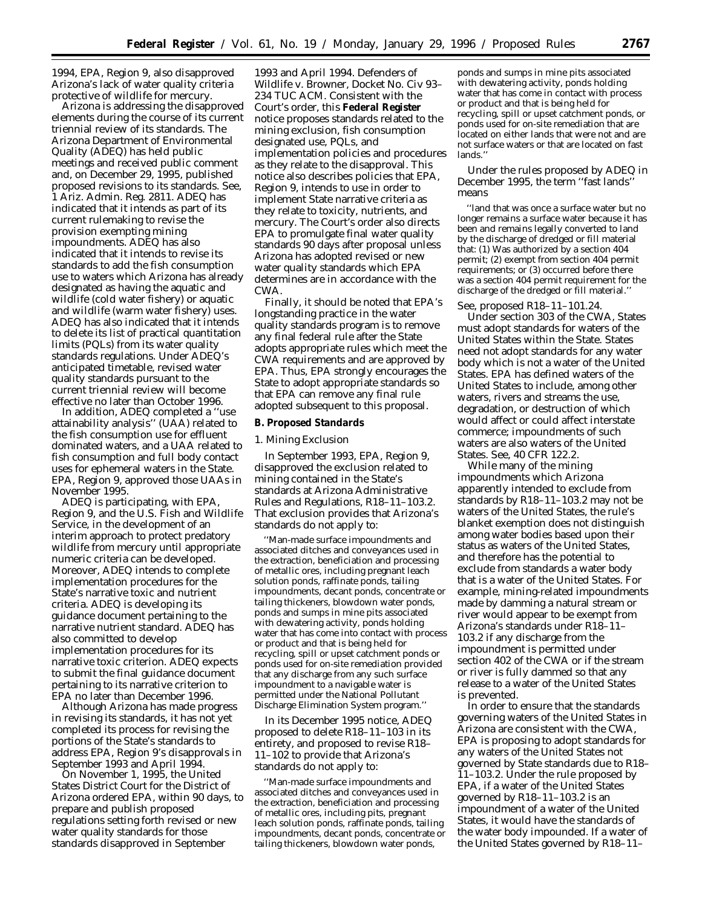1994, EPA, Region 9, also disapproved Arizona's lack of water quality criteria protective of wildlife for mercury.

Arizona is addressing the disapproved elements during the course of its current triennial review of its standards. The Arizona Department of Environmental Quality (ADEQ) has held public meetings and received public comment and, on December 29, 1995, published proposed revisions to its standards. See, 1 Ariz. Admin. Reg. 2811. ADEQ has indicated that it intends as part of its current rulemaking to revise the provision exempting mining impoundments. ADEQ has also indicated that it intends to revise its standards to add the fish consumption use to waters which Arizona has already designated as having the aquatic and wildlife (cold water fishery) or aquatic and wildlife (warm water fishery) uses. ADEQ has also indicated that it intends to delete its list of practical quantitation limits (PQLs) from its water quality standards regulations. Under ADEQ's anticipated timetable, revised water quality standards pursuant to the current triennial review will become effective no later than October 1996.

In addition, ADEQ completed a ''use attainability analysis'' (UAA) related to the fish consumption use for effluent dominated waters, and a UAA related to fish consumption and full body contact uses for ephemeral waters in the State. EPA, Region 9, approved those UAAs in November 1995.

ADEQ is participating, with EPA, Region 9, and the U.S. Fish and Wildlife Service, in the development of an interim approach to protect predatory wildlife from mercury until appropriate numeric criteria can be developed. Moreover, ADEQ intends to complete implementation procedures for the State's narrative toxic and nutrient criteria. ADEQ is developing its guidance document pertaining to the narrative nutrient standard. ADEQ has also committed to develop implementation procedures for its narrative toxic criterion. ADEQ expects to submit the final guidance document pertaining to its narrative criterion to EPA no later than December 1996.

Although Arizona has made progress in revising its standards, it has not yet completed its process for revising the portions of the State's standards to address EPA, Region 9's disapprovals in September 1993 and April 1994.

On November 1, 1995, the United States District Court for the District of Arizona ordered EPA, within 90 days, to prepare and publish proposed regulations setting forth revised or new water quality standards for those standards disapproved in September 1993 and April 1994. Defenders of Wildlife v. Browner, Docket No. Civ 93–234 TUC ACM. Consistent with the Court's order, this **Federal Register** notice proposes standards related to the mining exclusion, fish consumption designated use, PQLs, and implementation policies and procedures as they relate to the disapproval. This notice also describes policies that EPA, Region 9, intends to use in order to implement State narrative criteria as they relate to toxicity, nutrients, and mercury. The Court's order also directs EPA to promulgate final water quality standards 90 days after proposal unless Arizona has adopted revised or new water quality standards which EPA determines are in accordance with the CWA.

Finally, it should be noted that EPA's longstanding practice in the water quality standards program is to remove any final federal rule after the State adopts appropriate rules which meet the CWA requirements and are approved by EPA. Thus, EPA strongly encourages the State to adopt appropriate standards so that EPA can remove any final rule adopted subsequent to this proposal.

## B. Proposed Standards

### 1. Mining Exclusion

In September 1993, EPA, Region 9, disapproved the exclusion related to mining contained in the State's standards at Arizona Administrative Rules and Regulations, R18–11–103.2. That exclusion provides that Arizona's standards do not apply to:

> ''Man-made surface impoundments and associated ditches and conveyances used in the extraction, beneficiation and processing of metallic ores, including pregnant leach solution ponds, raffinate ponds, tailing impoundments, decant ponds, concentrate or tailing thickeners, blowdown water ponds, ponds and sumps in mine pits associated with dewatering activity, ponds holding water that has come into contact with process or product and that is being held for recycling, spill or upset catchment ponds or ponds used for on-site remediation provided that any discharge from any such surface impoundment to a navigable water is permitted under the National Pollutant Discharge Elimination System program.''

In its December 1995 notice, ADEQ proposed to delete R18–11–103 in its entirety, and proposed to revise R18–11–102 to provide that Arizona's standards do not apply to:

> ''Man-made surface impoundments and associated ditches and conveyances used in the extraction, beneficiation and processing of metallic ores, including pits, pregnant leach solution ponds, raffinate ponds, tailing impoundments, decant ponds, concentrate or tailing thickeners, blowdown water ponds, ponds and sumps in mine pits associated with dewatering activity, ponds holding water that has come in contact with process or product and that is being held for recycling, spill or upset catchment ponds, or ponds used for on-site remediation that are located on either lands that were not and are not surface waters or that are located on fast lands.''

Under the rules proposed by ADEQ in December 1995, the term ''fast lands'' means

> ''land that was once a surface water but no longer remains a surface water because it has been and remains legally converted to land by the discharge of dredged or fill material that: (1) Was authorized by a section 404 permit; (2) exempt from section 404 permit requirements; or (3) occurred before there was a section 404 permit requirement for the discharge of the dredged or fill material.''

See, proposed R18–11–101.24.

Under section 303 of the CWA, States must adopt standards for waters of the United States within the State. States need not adopt standards for any water body which is not a water of the United States. EPA has defined waters of the United States to include, among other waters, rivers and streams the use, degradation, or destruction of which would affect or could affect interstate commerce; impoundments of such waters are also waters of the United States. See, 40 CFR 122.2.

While many of the mining impoundments which Arizona apparently intended to exclude from standards by R18–11–103.2 may not be waters of the United States, the rule's blanket exemption does not distinguish among water bodies based upon their status as waters of the United States, and therefore has the potential to exclude from standards a water body that is a water of the United States. For example, mining-related impoundments made by damming a natural stream or river would appear to be exempt from Arizona's standards under R18–11–103.2 if any discharge from the impoundment is permitted under section 402 of the CWA or if the stream or river is fully dammed so that any release to a water of the United States is prevented.

In order to ensure that the standards governing waters of the United States in Arizona are consistent with the CWA, EPA is proposing to adopt standards for any waters of the United States not governed by State standards due to R18–11–103.2. Under the rule proposed by EPA, if a water of the United States governed by R18–11–103.2 is an impoundment of a water of the United States, it would have the standards of the water body impounded. If a water of the United States governed by R18–11–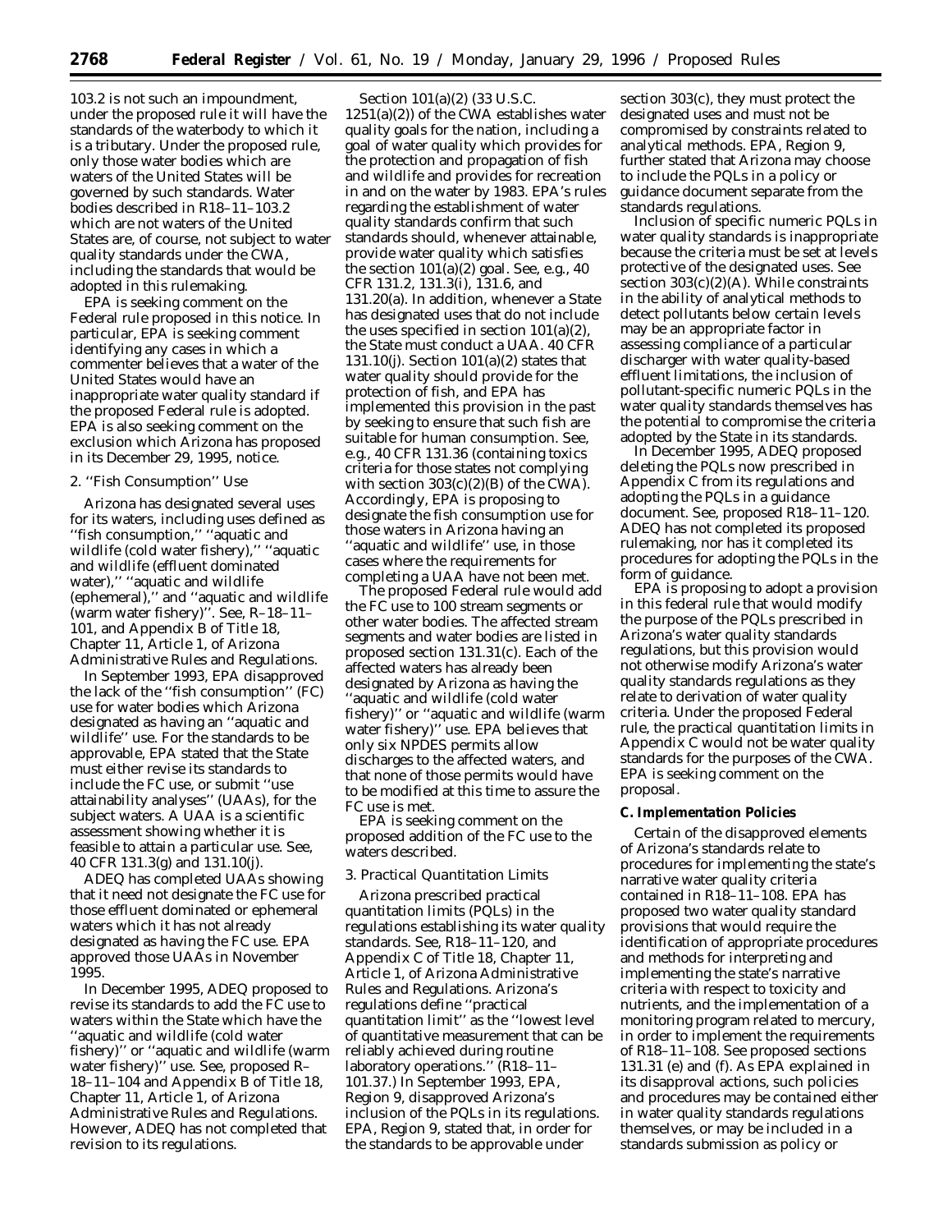103.2 is not such an impoundment, under the proposed rule it will have the standards of the waterbody to which it is a tributary. Under the proposed rule, only those water bodies which are waters of the United States will be governed by such standards. Water bodies described in R18–11–103.2 which are not waters of the United States are, of course, not subject to water quality standards under the CWA, including the standards that would be adopted in this rulemaking.

EPA is seeking comment on the Federal rule proposed in this notice. In particular, EPA is seeking comment identifying any cases in which a commenter believes that a water of the United States would have an inappropriate water quality standard if the proposed Federal rule is adopted. EPA is also seeking comment on the exclusion which Arizona has proposed in its December 29, 1995, notice.

*2. ''Fish Consumption'' Use*

Arizona has designated several uses for its waters, including uses defined as ''fish consumption,'' ''aquatic and wildlife (cold water fishery),'' ''aquatic and wildlife (effluent dominated water),'' ''aquatic and wildlife (ephemeral),'' and ''aquatic and wildlife (warm water fishery)''. See, R–18–11–101, and Appendix B of Title 18, Chapter 11, Article 1, of Arizona Administrative Rules and Regulations.

In September 1993, EPA disapproved the lack of the ''fish consumption'' (FC) use for water bodies which Arizona designated as having an ''aquatic and wildlife'' use. For the standards to be approvable, EPA stated that the State must either revise its standards to include the FC use, or submit ''use attainability analyses'' (UAAs), for the subject waters. A UAA is a scientific assessment showing whether it is feasible to attain a particular use. See, 40 CFR 131.3(g) and 131.10(j).

ADEQ has completed UAAs showing that it need not designate the FC use for those effluent dominated or ephemeral waters which it has not already designated as having the FC use. EPA approved those UAAs in November 1995.

In December 1995, ADEQ proposed to revise its standards to add the FC use to waters within the State which have the ''aquatic and wildlife (cold water fishery)'' or ''aquatic and wildlife (warm water fishery)'' use. See, proposed R–18–11–104 and Appendix B of Title 18, Chapter 11, Article 1, of Arizona Administrative Rules and Regulations. However, ADEQ has not completed that revision to its regulations.

Section 101(a)(2) (33 U.S.C. 1251(a)(2)) of the CWA establishes water quality goals for the nation, including a goal of water quality which provides for the protection and propagation of fish and wildlife and provides for recreation in and on the water by 1983. EPA's rules regarding the establishment of water quality standards confirm that such standards should, whenever attainable, provide water quality which satisfies the section 101(a)(2) goal. See, e.g., 40 CFR 131.2, 131.3(i), 131.6, and 131.20(a). In addition, whenever a State has designated uses that do not include the uses specified in section 101(a)(2), the State must conduct a UAA. 40 CFR 131.10(j). Section 101(a)(2) states that water quality should provide for the protection of fish, and EPA has implemented this provision in the past by seeking to ensure that such fish are suitable for human consumption. See, e.g., 40 CFR 131.36 (containing toxics criteria for those states not complying with section 303(c)(2)(B) of the CWA). Accordingly, EPA is proposing to designate the fish consumption use for those waters in Arizona having an ''aquatic and wildlife'' use, in those cases where the requirements for completing a UAA have not been met.

The proposed Federal rule would add the FC use to 100 stream segments or other water bodies. The affected stream segments and water bodies are listed in proposed section 131.31(c). Each of the affected waters has already been designated by Arizona as having the ''aquatic and wildlife (cold water fishery)'' or ''aquatic and wildlife (warm water fishery)'' use. EPA believes that only six NPDES permits allow discharges to the affected waters, and that none of those permits would have to be modified at this time to assure the FC use is met.

EPA is seeking comment on the proposed addition of the FC use to the waters described.

*3. Practical Quantitation Limits*

Arizona prescribed practical quantitation limits (PQLs) in the regulations establishing its water quality standards. See, R18–11–120, and Appendix C of Title 18, Chapter 11, Article 1, of Arizona Administrative Rules and Regulations. Arizona's regulations define ''practical quantitation limit'' as the ''lowest level of quantitative measurement that can be reliably achieved during routine laboratory operations.'' (R18–11–101.37.) In September 1993, EPA, Region 9, disapproved Arizona's inclusion of the PQLs in its regulations. EPA, Region 9, stated that, in order for the standards to be approvable under section 303(c), they must protect the designated uses and must not be compromised by constraints related to analytical methods. EPA, Region 9, further stated that Arizona may choose to include the PQLs in a policy or guidance document separate from the standards regulations.

Inclusion of specific numeric PQLs in water quality standards is inappropriate because the criteria must be set at levels protective of the designated uses. See section 303(c)(2)(A). While constraints in the ability of analytical methods to detect pollutants below certain levels may be an appropriate factor in assessing compliance of a particular discharger with water quality-based effluent limitations, the inclusion of pollutant-specific numeric PQLs in the water quality standards themselves has the potential to compromise the criteria adopted by the State in its standards.

In December 1995, ADEQ proposed deleting the PQLs now prescribed in Appendix C from its regulations and adopting the PQLs in a guidance document. See, proposed R18–11–120. ADEQ has not completed its proposed rulemaking, nor has it completed its procedures for adopting the PQLs in the form of guidance.

EPA is proposing to adopt a provision in this federal rule that would modify the purpose of the PQLs prescribed in Arizona's water quality standards regulations, but this provision would not otherwise modify Arizona's water quality standards regulations as they relate to derivation of water quality criteria. Under the proposed Federal rule, the practical quantitation limits in Appendix C would not be water quality standards for the purposes of the CWA. EPA is seeking comment on the proposal.

**C. Implementation Policies**

Certain of the disapproved elements of Arizona's standards relate to procedures for implementing the state's narrative water quality criteria contained in R18–11–108. EPA has proposed two water quality standard provisions that would require the identification of appropriate procedures and methods for interpreting and implementing the state's narrative criteria with respect to toxicity and nutrients, and the implementation of a monitoring program related to mercury, in order to implement the requirements of R18–11–108. See proposed sections 131.31 (e) and (f). As EPA explained in its disapproval actions, such policies and procedures may be contained either in water quality standards regulations themselves, or may be included in a standards submission as policy or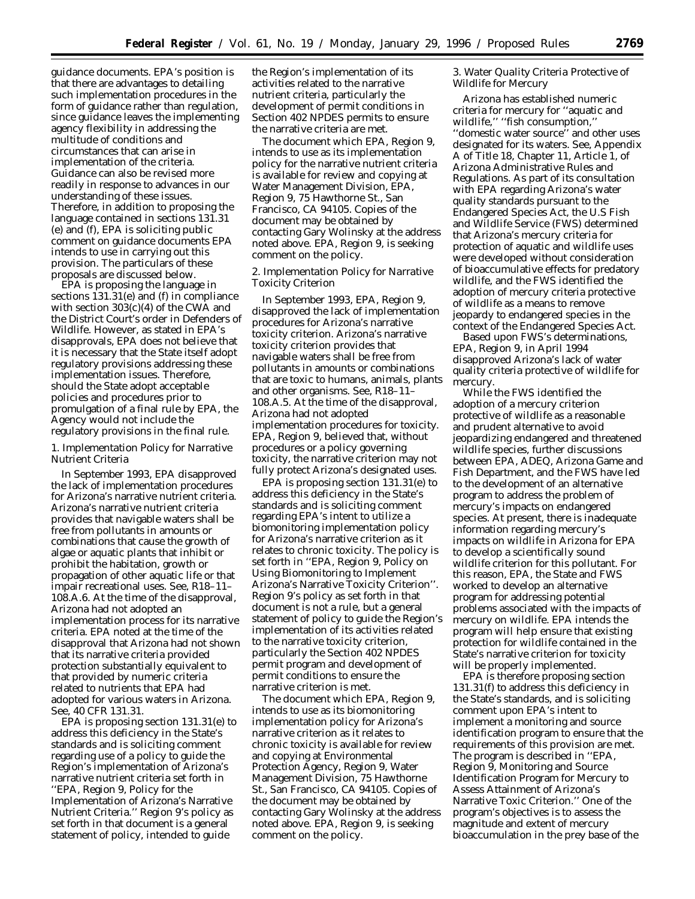guidance documents. EPA's position is that there are advantages to detailing such implementation procedures in the form of guidance rather than regulation, since guidance leaves the implementing agency flexibility in addressing the multitude of conditions and circumstances that can arise in implementation of the criteria. Guidance can also be revised more readily in response to advances in our understanding of these issues. Therefore, in addition to proposing the language contained in sections 131.31 (e) and (f), EPA is soliciting public comment on guidance documents EPA intends to use in carrying out this provision. The particulars of these proposals are discussed below.

EPA is proposing the language in sections 131.31(e) and (f) in compliance with section 303(c)(4) of the CWA and the District Court's order in Defenders of Wildlife. However, as stated in EPA's disapprovals, EPA does not believe that it is necessary that the State itself adopt regulatory provisions addressing these implementation issues. Therefore, should the State adopt acceptable policies and procedures prior to promulgation of a final rule by EPA, the Agency would not include the regulatory provisions in the final rule.

1. Implementation Policy for Narrative Nutrient Criteria

In September 1993, EPA disapproved the lack of implementation procedures for Arizona's narrative nutrient criteria. Arizona's narrative nutrient criteria provides that navigable waters shall be free from pollutants in amounts or combinations that cause the growth of algae or aquatic plants that inhibit or prohibit the habitation, growth or propagation of other aquatic life or that impair recreational uses. See, R18–11–108.A.6. At the time of the disapproval, Arizona had not adopted an implementation process for its narrative criteria. EPA noted at the time of the disapproval that Arizona had not shown that its narrative criteria provided protection substantially equivalent to that provided by numeric criteria related to nutrients that EPA had adopted for various waters in Arizona. See, 40 CFR 131.31.

EPA is proposing section 131.31(e) to address this deficiency in the State's standards and is soliciting comment regarding use of a policy to guide the Region's implementation of Arizona's narrative nutrient criteria set forth in ''EPA, Region 9, Policy for the Implementation of Arizona's Narrative Nutrient Criteria.'' Region 9's policy as set forth in that document is a general statement of policy, intended to guide the Region's implementation of its activities related to the narrative nutrient criteria, particularly the development of permit conditions in Section 402 NPDES permits to ensure the narrative criteria are met.

The document which EPA, Region 9, intends to use as its implementation policy for the narrative nutrient criteria is available for review and copying at Water Management Division, EPA, Region 9, 75 Hawthorne St., San Francisco, CA 94105. Copies of the document may be obtained by contacting Gary Wolinsky at the address noted above. EPA, Region 9, is seeking comment on the policy.

2. Implementation Policy for Narrative Toxicity Criterion

In September 1993, EPA, Region 9, disapproved the lack of implementation procedures for Arizona's narrative toxicity criterion. Arizona's narrative toxicity criterion provides that navigable waters shall be free from pollutants in amounts or combinations that are toxic to humans, animals, plants and other organisms. See, R18–11–108.A.5. At the time of the disapproval, Arizona had not adopted implementation procedures for toxicity. EPA, Region 9, believed that, without procedures or a policy governing toxicity, the narrative criterion may not fully protect Arizona's designated uses.

EPA is proposing section 131.31(e) to address this deficiency in the State's standards and is soliciting comment regarding EPA's intent to utilize a biomonitoring implementation policy for Arizona's narrative criterion as it relates to chronic toxicity. The policy is set forth in ''EPA, Region 9, Policy on Using Biomonitoring to Implement Arizona's Narrative Toxicity Criterion''. Region 9's policy as set forth in that document is not a rule, but a general statement of policy to guide the Region's implementation of its activities related to the narrative toxicity criterion, particularly the Section 402 NPDES permit program and development of permit conditions to ensure the narrative criterion is met.

The document which EPA, Region 9, intends to use as its biomonitoring implementation policy for Arizona's narrative criterion as it relates to chronic toxicity is available for review and copying at Environmental Protection Agency, Region 9, Water Management Division, 75 Hawthorne St., San Francisco, CA 94105. Copies of the document may be obtained by contacting Gary Wolinsky at the address noted above. EPA, Region 9, is seeking comment on the policy.

3. Water Quality Criteria Protective of Wildlife for Mercury

Arizona has established numeric criteria for mercury for ''aquatic and wildlife,'' ''fish consumption,'' ''domestic water source'' and other uses designated for its waters. See, Appendix A of Title 18, Chapter 11, Article 1, of Arizona Administrative Rules and Regulations. As part of its consultation with EPA regarding Arizona's water quality standards pursuant to the Endangered Species Act, the U.S Fish and Wildlife Service (FWS) determined that Arizona's mercury criteria for protection of aquatic and wildlife uses were developed without consideration of bioaccumulative effects for predatory wildlife, and the FWS identified the adoption of mercury criteria protective of wildlife as a means to remove jeopardy to endangered species in the context of the Endangered Species Act.

Based upon FWS's determinations, EPA, Region 9, in April 1994 disapproved Arizona's lack of water quality criteria protective of wildlife for mercury.

While the FWS identified the adoption of a mercury criterion protective of wildlife as a reasonable and prudent alternative to avoid jeopardizing endangered and threatened wildlife species, further discussions between EPA, ADEQ, Arizona Game and Fish Department, and the FWS have led to the development of an alternative program to address the problem of mercury's impacts on endangered species. At present, there is inadequate information regarding mercury's impacts on wildlife in Arizona for EPA to develop a scientifically sound wildlife criterion for this pollutant. For this reason, EPA, the State and FWS worked to develop an alternative program for addressing potential problems associated with the impacts of mercury on wildlife. EPA intends the program will help ensure that existing protection for wildlife contained in the State's narrative criterion for toxicity will be properly implemented.

EPA is therefore proposing section 131.31(f) to address this deficiency in the State's standards, and is soliciting comment upon EPA's intent to implement a monitoring and source identification program to ensure that the requirements of this provision are met. The program is described in ''EPA, Region 9, Monitoring and Source Identification Program for Mercury to Assess Attainment of Arizona's Narrative Toxic Criterion.'' One of the program's objectives is to assess the magnitude and extent of mercury bioaccumulation in the prey base of the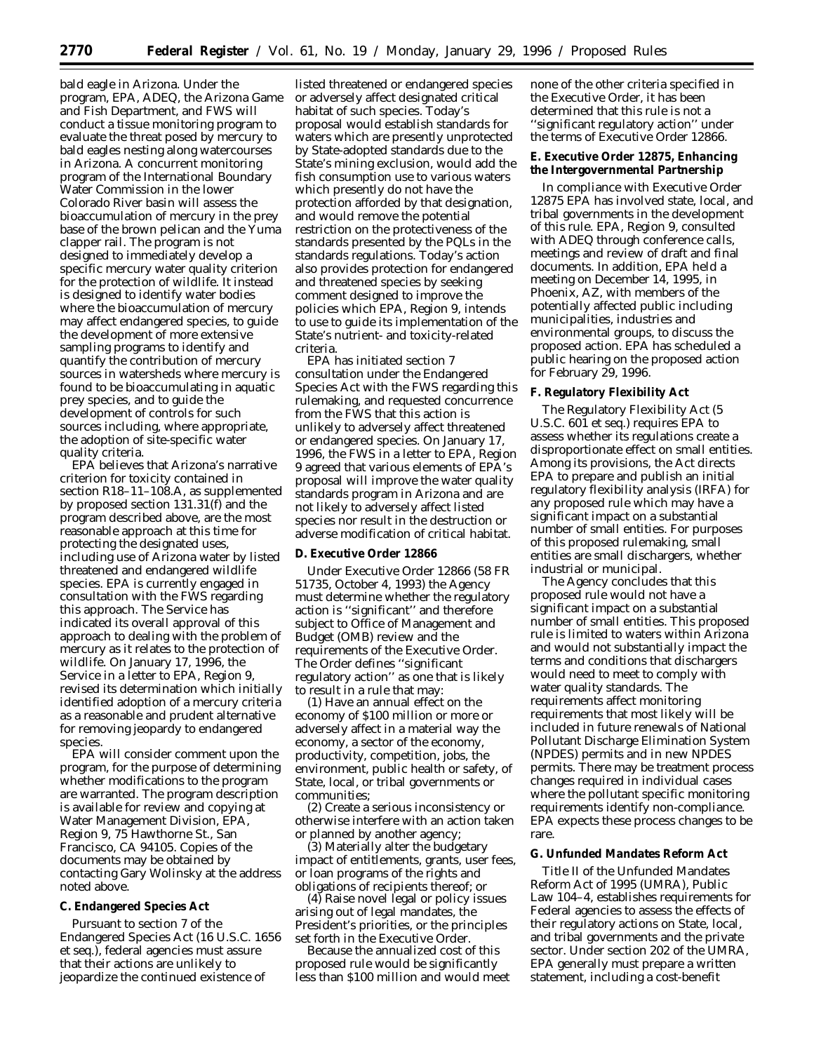bald eagle in Arizona. Under the program, EPA, ADEQ, the Arizona Game and Fish Department, and FWS will conduct a tissue monitoring program to evaluate the threat posed by mercury to bald eagles nesting along watercourses in Arizona. A concurrent monitoring program of the International Boundary Water Commission in the lower Colorado River basin will assess the bioaccumulation of mercury in the prey base of the brown pelican and the Yuma clapper rail. The program is not designed to immediately develop a specific mercury water quality criterion for the protection of wildlife. It instead is designed to identify water bodies where the bioaccumulation of mercury may affect endangered species, to guide the development of more extensive sampling programs to identify and quantify the contribution of mercury sources in watersheds where mercury is found to be bioaccumulating in aquatic prey species, and to guide the development of controls for such sources including, where appropriate, the adoption of site-specific water quality criteria.

EPA believes that Arizona's narrative criterion for toxicity contained in section R18–11–108.A, as supplemented by proposed section 131.31(f) and the program described above, are the most reasonable approach at this time for protecting the designated uses, including use of Arizona water by listed threatened and endangered wildlife species. EPA is currently engaged in consultation with the FWS regarding this approach. The Service has indicated its overall approval of this approach to dealing with the problem of mercury as it relates to the protection of wildlife. On January 17, 1996, the Service in a letter to EPA, Region 9, revised its determination which initially identified adoption of a mercury criteria as a reasonable and prudent alternative for removing jeopardy to endangered species.

EPA will consider comment upon the program, for the purpose of determining whether modifications to the program are warranted. The program description is available for review and copying at Water Management Division, EPA, Region 9, 75 Hawthorne St., San Francisco, CA 94105. Copies of the documents may be obtained by contacting Gary Wolinsky at the address noted above.

### *C. Endangered Species Act*

Pursuant to section 7 of the Endangered Species Act (16 U.S.C. 1656 et seq.), federal agencies must assure that their actions are unlikely to jeopardize the continued existence of listed threatened or endangered species or adversely affect designated critical habitat of such species. Today's proposal would establish standards for waters which are presently unprotected by State-adopted standards due to the State's mining exclusion, would add the fish consumption use to various waters which presently do not have the protection afforded by that designation, and would remove the potential restriction on the protectiveness of the standards presented by the PQLs in the standards regulations. Today's action also provides protection for endangered and threatened species by seeking comment designed to improve the policies which EPA, Region 9, intends to use to guide its implementation of the State's nutrient- and toxicity-related criteria.

EPA has initiated section 7 consultation under the Endangered Species Act with the FWS regarding this rulemaking, and requested concurrence from the FWS that this action is unlikely to adversely affect threatened or endangered species. On January 17, 1996, the FWS in a letter to EPA, Region 9 agreed that various elements of EPA's proposal will improve the water quality standards program in Arizona and are not likely to adversely affect listed species nor result in the destruction or adverse modification of critical habitat.

### *D. Executive Order 12866*

Under Executive Order 12866 (58 FR 51735, October 4, 1993) the Agency must determine whether the regulatory action is "significant" and therefore subject to Office of Management and Budget (OMB) review and the requirements of the Executive Order. The Order defines "significant regulatory action" as one that is likely to result in a rule that may:

(1) Have an annual effect on the economy of $100 million or more or adversely affect in a material way the economy, a sector of the economy, productivity, competition, jobs, the environment, public health or safety, of State, local, or tribal governments or communities;

(2) Create a serious inconsistency or otherwise interfere with an action taken or planned by another agency;

(3) Materially alter the budgetary impact of entitlements, grants, user fees, or loan programs of the rights and obligations of recipients thereof; or

(4) Raise novel legal or policy issues arising out of legal mandates, the President's priorities, or the principles set forth in the Executive Order.

Because the annualized cost of this proposed rule would be significantly less than $100 million and would meet none of the other criteria specified in the Executive Order, it has been determined that this rule is not a "significant regulatory action" under the terms of Executive Order 12866.

### *E. Executive Order 12875, Enhancing the Intergovernmental Partnership*

In compliance with Executive Order 12875 EPA has involved state, local, and tribal governments in the development of this rule. EPA, Region 9, consulted with ADEQ through conference calls, meetings and review of draft and final documents. In addition, EPA held a meeting on December 14, 1995, in Phoenix, AZ, with members of the potentially affected public including municipalities, industries and environmental groups, to discuss the proposed action. EPA has scheduled a public hearing on the proposed action for February 29, 1996.

### *F. Regulatory Flexibility Act*

The Regulatory Flexibility Act (5 U.S.C. 601 et seq.) requires EPA to assess whether its regulations create a disproportionate effect on small entities. Among its provisions, the Act directs EPA to prepare and publish an initial regulatory flexibility analysis (IRFA) for any proposed rule which may have a significant impact on a substantial number of small entities. For purposes of this proposed rulemaking, small entities are small dischargers, whether industrial or municipal.

The Agency concludes that this proposed rule would not have a significant impact on a substantial number of small entities. This proposed rule is limited to waters within Arizona and would not substantially impact the terms and conditions that dischargers would need to meet to comply with water quality standards. The requirements affect monitoring requirements that most likely will be included in future renewals of National Pollutant Discharge Elimination System (NPDES) permits and in new NPDES permits. There may be treatment process changes required in individual cases where the pollutant specific monitoring requirements identify non-compliance. EPA expects these process changes to be rare.

### *G. Unfunded Mandates Reform Act*

Title II of the Unfunded Mandates Reform Act of 1995 (UMRA), Public Law 104–4, establishes requirements for Federal agencies to assess the effects of their regulatory actions on State, local, and tribal governments and the private sector. Under section 202 of the UMRA, EPA generally must prepare a written statement, including a cost-benefit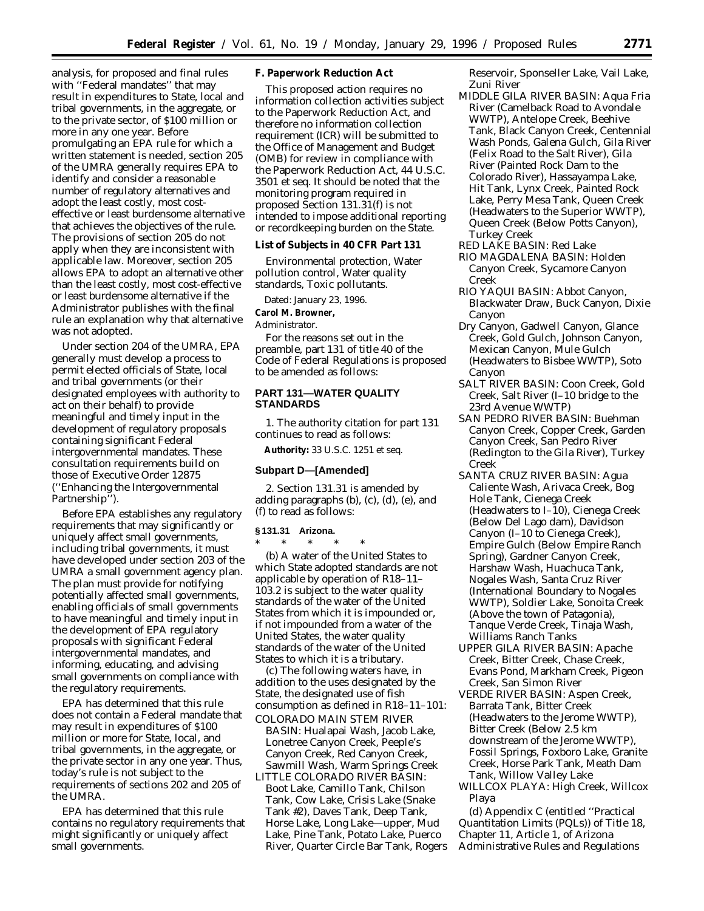analysis, for proposed and final rules with ''Federal mandates'' that may result in expenditures to State, local and tribal governments, in the aggregate, or to the private sector, of $100 million or more in any one year. Before promulgating an EPA rule for which a written statement is needed, section 205 of the UMRA generally requires EPA to identify and consider a reasonable number of regulatory alternatives and adopt the least costly, most cost-effective or least burdensome alternative that achieves the objectives of the rule. The provisions of section 205 do not apply when they are inconsistent with applicable law. Moreover, section 205 allows EPA to adopt an alternative other than the least costly, most cost-effective or least burdensome alternative if the Administrator publishes with the final rule an explanation why that alternative was not adopted.

Under section 204 of the UMRA, EPA generally must develop a process to permit elected officials of State, local and tribal governments (or their designated employees with authority to act on their behalf) to provide meaningful and timely input in the development of regulatory proposals containing significant Federal intergovernmental mandates. These consultation requirements build on those of Executive Order 12875 (''Enhancing the Intergovernmental Partnership'').

Before EPA establishes any regulatory requirements that may significantly or uniquely affect small governments, including tribal governments, it must have developed under section 203 of the UMRA a small government agency plan. The plan must provide for notifying potentially affected small governments, enabling officials of small governments to have meaningful and timely input in the development of EPA regulatory proposals with significant Federal intergovernmental mandates, and informing, educating, and advising small governments on compliance with the regulatory requirements.

EPA has determined that this rule does not contain a Federal mandate that may result in expenditures of $100 million or more for State, local, and tribal governments, in the aggregate, or the private sector in any one year. Thus, today's rule is not subject to the requirements of sections 202 and 205 of the UMRA.

EPA has determined that this rule contains no regulatory requirements that might significantly or uniquely affect small governments.

**F. Paperwork Reduction Act**

This proposed action requires no information collection activities subject to the Paperwork Reduction Act, and therefore no information collection requirement (ICR) will be submitted to the Office of Management and Budget (OMB) for review in compliance with the Paperwork Reduction Act, 44 U.S.C. 3501 et seq. It should be noted that the monitoring program required in proposed Section 131.31(f) is not intended to impose additional reporting or recordkeeping burden on the State.

**List of Subjects in 40 CFR Part 131**

Environmental protection, Water pollution control, Water quality standards, Toxic pollutants.

Dated: January 23, 1996.

**Carol M. Browner,**

*Administrator.*

For the reasons set out in the preamble, part 131 of title 40 of the Code of Federal Regulations is proposed to be amended as follows:

**PART 131—WATER QUALITY STANDARDS**

1. The authority citation for part 131 continues to read as follows:

**Authority:** 33 U.S.C. 1251 et seq.

**Subpart D—[Amended]**

2. Section 131.31 is amended by adding paragraphs (b), (c), (d), (e), and (f) to read as follows:

**§ 131.31 Arizona.**

\* \* \* \* \*

(b) A water of the United States to which State adopted standards are not applicable by operation of R18–11–103.2 is subject to the water quality standards of the water of the United States from which it is impounded or, if not impounded from a water of the United States, the water quality standards of the water of the United States to which it is a tributary.

(c) The following waters have, in addition to the uses designated by the State, the designated use of fish consumption as defined in R18–11–101:

COLORADO MAIN STEM RIVER BASIN: Hualapai Wash, Jacob Lake, Lonetree Canyon Creek, Peeple's Canyon Creek, Red Canyon Creek, Sawmill Wash, Warm Springs Creek

LITTLE COLORADO RIVER BASIN: Boot Lake, Camillo Tank, Chilson Tank, Cow Lake, Crisis Lake (Snake Tank #2), Daves Tank, Deep Tank, Horse Lake, Long Lake—upper, Mud Lake, Pine Tank, Potato Lake, Puerco River, Quarter Circle Bar Tank, Rogers Reservoir, Sponseller Lake, Vail Lake, Zuni River

MIDDLE GILA RIVER BASIN: Aqua Fria River (Camelback Road to Avondale WWTP), Antelope Creek, Beehive Tank, Black Canyon Creek, Centennial Wash Ponds, Galena Gulch, Gila River (Felix Road to the Salt River), Gila River (Painted Rock Dam to the Colorado River), Hassayampa Lake, Hit Tank, Lynx Creek, Painted Rock Lake, Perry Mesa Tank, Queen Creek (Headwaters to the Superior WWTP), Queen Creek (Below Potts Canyon), Turkey Creek

RED LAKE BASIN: Red Lake

RIO MAGDALENA BASIN: Holden Canyon Creek, Sycamore Canyon Creek

RIO YAQUI BASIN: Abbot Canyon, Blackwater Draw, Buck Canyon, Dixie Canyon

Dry Canyon, Gadwell Canyon, Glance Creek, Gold Gulch, Johnson Canyon, Mexican Canyon, Mule Gulch (Headwaters to Bisbee WWTP), Soto Canyon

SALT RIVER BASIN: Coon Creek, Gold Creek, Salt River (I–10 bridge to the 23rd Avenue WWTP)

SAN PEDRO RIVER BASIN: Buehman Canyon Creek, Copper Creek, Garden Canyon Creek, San Pedro River (Redington to the Gila River), Turkey Creek

SANTA CRUZ RIVER BASIN: Agua Caliente Wash, Arivaca Creek, Bog Hole Tank, Cienega Creek (Headwaters to I–10), Cienega Creek (Below Del Lago dam), Davidson Canyon (I–10 to Cienega Creek), Empire Gulch (Below Empire Ranch Spring), Gardner Canyon Creek, Harshaw Wash, Huachuca Tank, Nogales Wash, Santa Cruz River (International Boundary to Nogales WWTP), Soldier Lake, Sonoita Creek (Above the town of Patagonia), Tanque Verde Creek, Tinaja Wash, Williams Ranch Tanks

UPPER GILA RIVER BASIN: Apache Creek, Bitter Creek, Chase Creek, Evans Pond, Markham Creek, Pigeon Creek, San Simon River

VERDE RIVER BASIN: Aspen Creek, Barrata Tank, Bitter Creek (Headwaters to the Jerome WWTP), Bitter Creek (Below 2.5 km downstream of the Jerome WWTP), Fossil Springs, Foxboro Lake, Granite Creek, Horse Park Tank, Meath Dam Tank, Willow Valley Lake

WILLCOX PLAYA: High Creek, Willcox Playa

(d) Appendix C (entitled ''Practical Quantitation Limits (PQLs)) of Title 18, Chapter 11, Article 1, of Arizona Administrative Rules and Regulations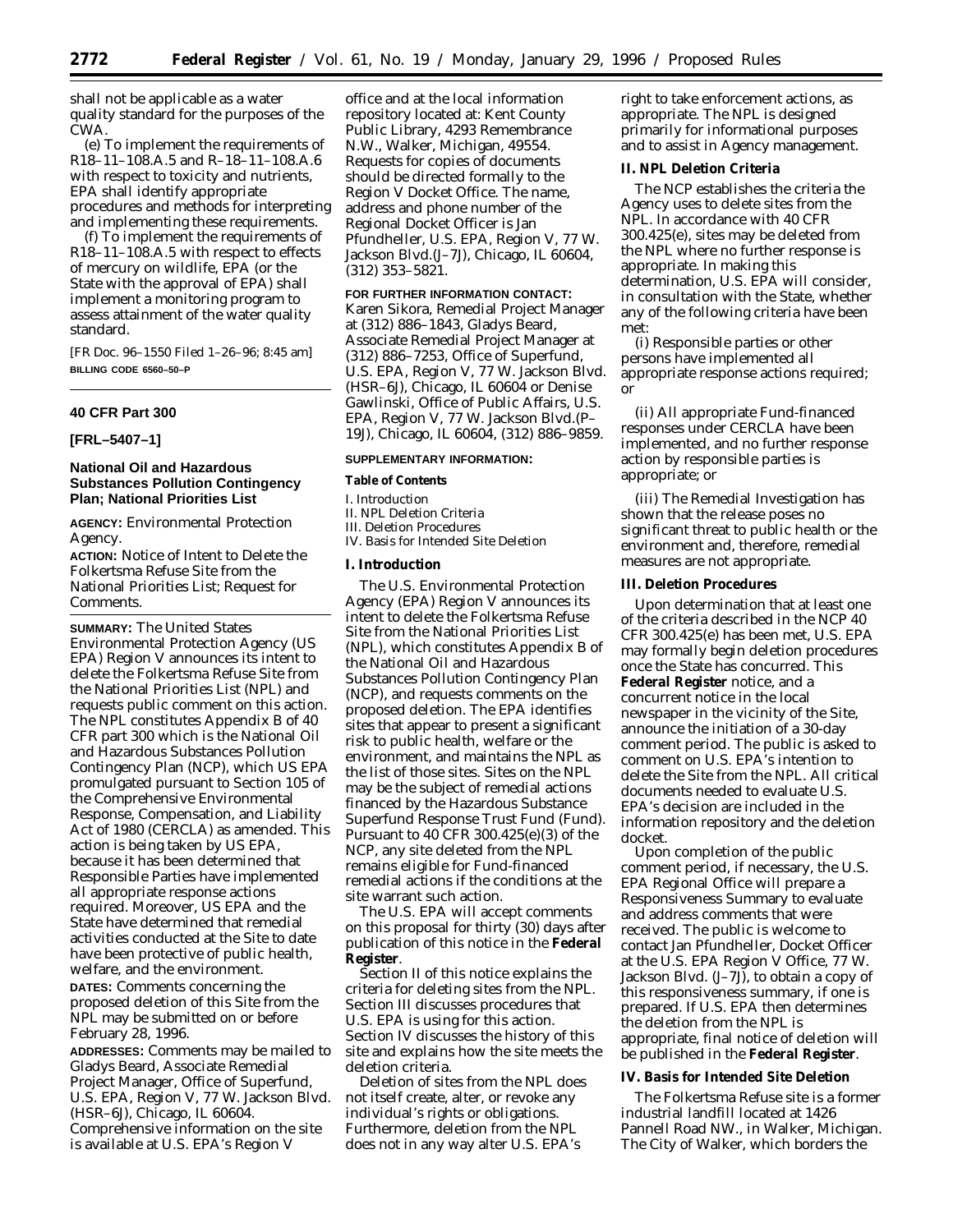shall not be applicable as a water quality standard for the purposes of the CWA.

(e) To implement the requirements of R18–11–108.A.5 and R–18–11–108.A.6 with respect to toxicity and nutrients, EPA shall identify appropriate procedures and methods for interpreting and implementing these requirements.

(f) To implement the requirements of R18–11–108.A.5 with respect to effects of mercury on wildlife, EPA (or the State with the approval of EPA) shall implement a monitoring program to assess attainment of the water quality standard.

[FR Doc. 96–1550 Filed 1–26–96; 8:45 am]

**BILLING CODE 6560–50–P**

---

## 40 CFR Part 300

**[FRL–5407–1]**

## National Oil and Hazardous Substances Pollution Contingency Plan; National Priorities List

**AGENCY:** Environmental Protection Agency.

**ACTION:** Notice of Intent to Delete the Folkertsma Refuse Site from the National Priorities List; Request for Comments.

**SUMMARY:** The United States Environmental Protection Agency (US EPA) Region V announces its intent to delete the Folkertsma Refuse Site from the National Priorities List (NPL) and requests public comment on this action. The NPL constitutes Appendix B of 40 CFR part 300 which is the National Oil and Hazardous Substances Pollution Contingency Plan (NCP), which US EPA promulgated pursuant to Section 105 of the Comprehensive Environmental Response, Compensation, and Liability Act of 1980 (CERCLA) as amended. This action is being taken by US EPA, because it has been determined that Responsible Parties have implemented all appropriate response actions required. Moreover, US EPA and the State have determined that remedial activities conducted at the Site to date have been protective of public health, welfare, and the environment.

**DATES:** Comments concerning the proposed deletion of this Site from the NPL may be submitted on or before February 28, 1996.

**ADDRESSES:** Comments may be mailed to Gladys Beard, Associate Remedial Project Manager, Office of Superfund, U.S. EPA, Region V, 77 W. Jackson Blvd. (HSR–6J), Chicago, IL 60604. Comprehensive information on the site is available at U.S. EPA's Region V office and at the local information repository located at: Kent County Public Library, 4293 Remembrance N.W., Walker, Michigan, 49554. Requests for copies of documents should be directed formally to the Region V Docket Office. The name, address and phone number of the Regional Docket Officer is Jan Pfundheller, U.S. EPA, Region V, 77 W. Jackson Blvd.(J–7J), Chicago, IL 60604, (312) 353–5821.

**FOR FURTHER INFORMATION CONTACT:** Karen Sikora, Remedial Project Manager at (312) 886–1843, Gladys Beard, Associate Remedial Project Manager at (312) 886–7253, Office of Superfund, U.S. EPA, Region V, 77 W. Jackson Blvd. (HSR–6J), Chicago, IL 60604 or Denise Gawlinski, Office of Public Affairs, U.S. EPA, Region V, 77 W. Jackson Blvd.(P–19J), Chicago, IL 60604, (312) 886–9859.

**SUPPLEMENTARY INFORMATION:**

**Table of Contents**

I. Introduction
II. NPL Deletion Criteria
III. Deletion Procedures
IV. Basis for Intended Site Deletion

### I. Introduction

The U.S. Environmental Protection Agency (EPA) Region V announces its intent to delete the Folkertsma Refuse Site from the National Priorities List (NPL), which constitutes Appendix B of the National Oil and Hazardous Substances Pollution Contingency Plan (NCP), and requests comments on the proposed deletion. The EPA identifies sites that appear to present a significant risk to public health, welfare or the environment, and maintains the NPL as the list of those sites. Sites on the NPL may be the subject of remedial actions financed by the Hazardous Substance Superfund Response Trust Fund (Fund). Pursuant to 40 CFR 300.425(e)(3) of the NCP, any site deleted from the NPL remains eligible for Fund-financed remedial actions if the conditions at the site warrant such action.

The U.S. EPA will accept comments on this proposal for thirty (30) days after publication of this notice in the **Federal Register**.

Section II of this notice explains the criteria for deleting sites from the NPL. Section III discusses procedures that U.S. EPA is using for this action. Section IV discusses the history of this site and explains how the site meets the deletion criteria.

Deletion of sites from the NPL does not itself create, alter, or revoke any individual's rights or obligations. Furthermore, deletion from the NPL does not in any way alter U.S. EPA's right to take enforcement actions, as appropriate. The NPL is designed primarily for informational purposes and to assist in Agency management.

### II. NPL Deletion Criteria

The NCP establishes the criteria the Agency uses to delete sites from the NPL. In accordance with 40 CFR 300.425(e), sites may be deleted from the NPL where no further response is appropriate. In making this determination, U.S. EPA will consider, in consultation with the State, whether any of the following criteria have been met:

(i) Responsible parties or other persons have implemented all appropriate response actions required; or

(ii) All appropriate Fund-financed responses under CERCLA have been implemented, and no further response action by responsible parties is appropriate; or

(iii) The Remedial Investigation has shown that the release poses no significant threat to public health or the environment and, therefore, remedial measures are not appropriate.

### III. Deletion Procedures

Upon determination that at least one of the criteria described in the NCP 40 CFR 300.425(e) has been met, U.S. EPA may formally begin deletion procedures once the State has concurred. This **Federal Register** notice, and a concurrent notice in the local newspaper in the vicinity of the Site, announce the initiation of a 30-day comment period. The public is asked to comment on U.S. EPA's intention to delete the Site from the NPL. All critical documents needed to evaluate U.S. EPA's decision are included in the information repository and the deletion docket.

Upon completion of the public comment period, if necessary, the U.S. EPA Regional Office will prepare a Responsiveness Summary to evaluate and address comments that were received. The public is welcome to contact Jan Pfundheller, Docket Officer at the U.S. EPA Region V Office, 77 W. Jackson Blvd. (J–7J), to obtain a copy of this responsiveness summary, if one is prepared. If U.S. EPA then determines the deletion from the NPL is appropriate, final notice of deletion will be published in the **Federal Register**.

### IV. Basis for Intended Site Deletion

The Folkertsma Refuse site is a former industrial landfill located at 1426 Pannell Road NW., in Walker, Michigan. The City of Walker, which borders the